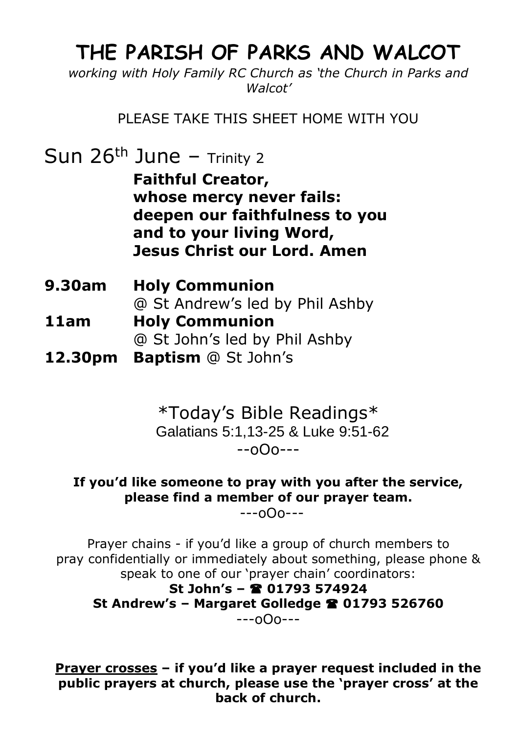# THE PARISH OF PARKS AND WALCOT

*working with Holy Family RC Church as 'the Church in Parks and Walcot'*

PLEASE TAKE THIS SHEET HOME WITH YOU

## Sun 26th June – Trinity 2

**Faithful Creator,**
**whose mercy never fails:**
**deepen our faithfulness to you**
**and to your living Word,**
**Jesus Christ our Lord. Amen**

**9.30am** **Holy Communion**
@ St Andrew's led by Phil Ashby

**11am** **Holy Communion**
@ St John's led by Phil Ashby

**12.30pm** **Baptism** @ St John's

*Today's Bible Readings*
Galatians 5:1,13-25 & Luke 9:51-62

--oOo---

**If you'd like someone to pray with you after the service, please find a member of our prayer team.**

---oOo---

Prayer chains - if you'd like a group of church members to pray confidentially or immediately about something, please phone & speak to one of our 'prayer chain' coordinators:

**St John's – ☎ 01793 574924**
**St Andrew's – Margaret Golledge ☎ 01793 526760**

---oOo---

**Prayer crosses – if you'd like a prayer request included in the public prayers at church, please use the 'prayer cross' at the back of church.**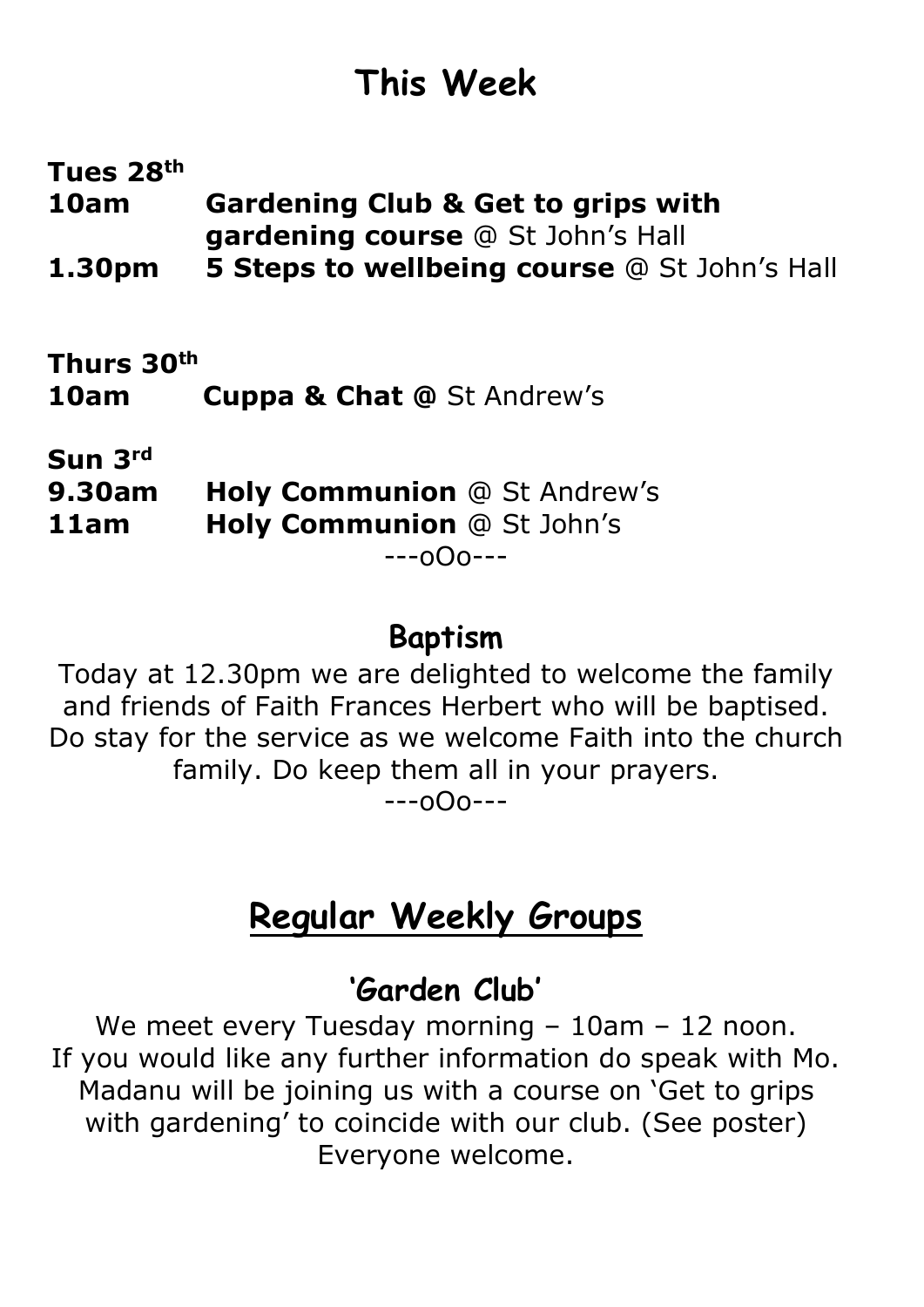# This Week

**Tues 28th**

**10am** **Gardening Club & Get to grips with gardening course** @ St John's Hall

**1.30pm** **5 Steps to wellbeing course** @ St John's Hall

**Thurs 30th**

**10am** **Cuppa & Chat @** St Andrew's

**Sun 3rd**

**9.30am** **Holy Communion** @ St Andrew's

**11am** **Holy Communion** @ St John's

---oOo---

## Baptism

Today at 12.30pm we are delighted to welcome the family and friends of Faith Frances Herbert who will be baptised. Do stay for the service as we welcome Faith into the church family. Do keep them all in your prayers.

---oOo---

# Regular Weekly Groups

## 'Garden Club'

We meet every Tuesday morning – 10am – 12 noon. If you would like any further information do speak with Mo. Madanu will be joining us with a course on 'Get to grips with gardening' to coincide with our club. (See poster) Everyone welcome.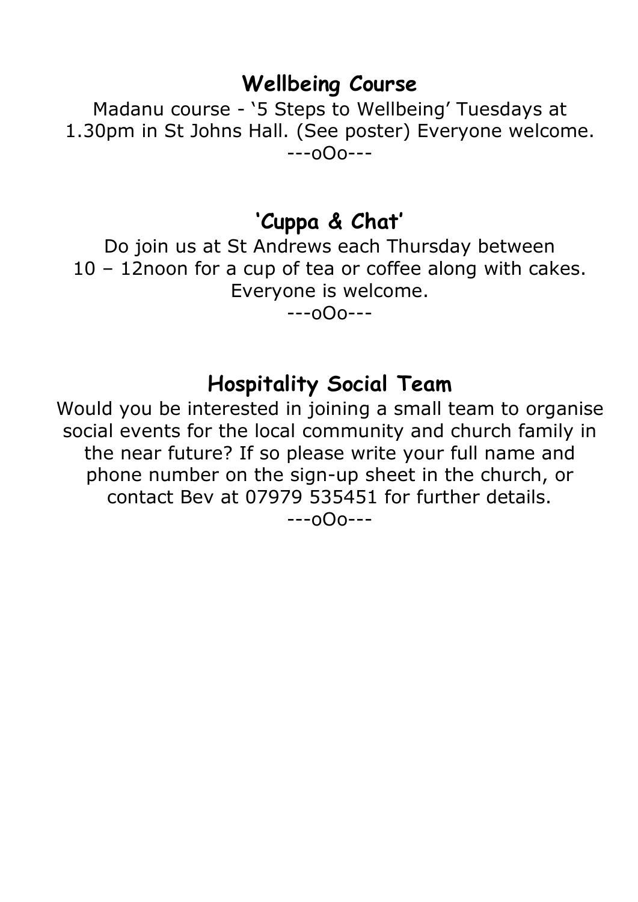## Wellbeing Course

Madanu course - '5 Steps to Wellbeing' Tuesdays at 1.30pm in St Johns Hall. (See poster) Everyone welcome.

---oOo---

## 'Cuppa & Chat'

Do join us at St Andrews each Thursday between 10 – 12noon for a cup of tea or coffee along with cakes. Everyone is welcome.

---oOo---

## Hospitality Social Team

Would you be interested in joining a small team to organise social events for the local community and church family in the near future? If so please write your full name and phone number on the sign-up sheet in the church, or contact Bev at 07979 535451 for further details.

---oOo---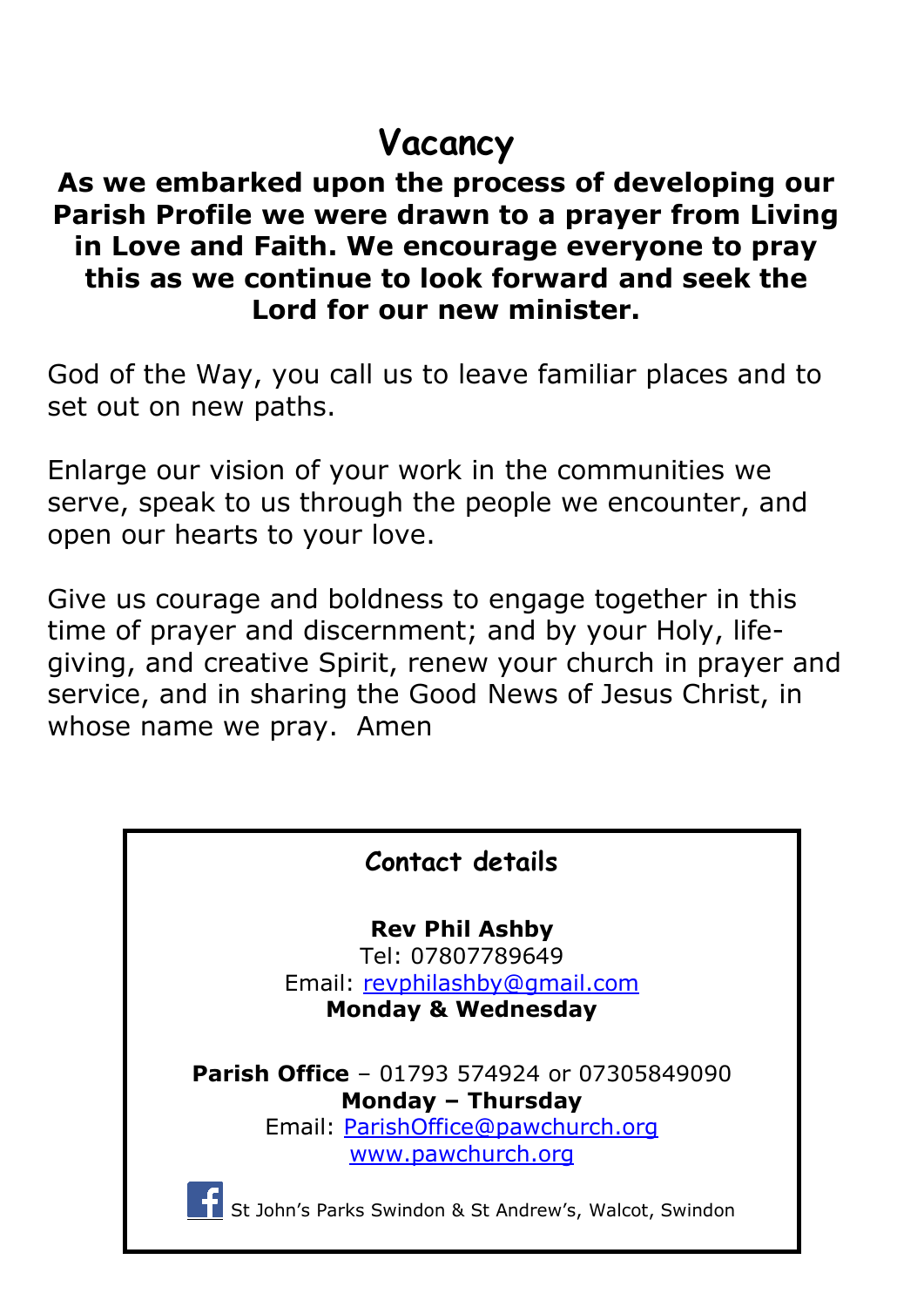# Vacancy

**As we embarked upon the process of developing our Parish Profile we were drawn to a prayer from Living in Love and Faith. We encourage everyone to pray this as we continue to look forward and seek the Lord for our new minister.**

God of the Way, you call us to leave familiar places and to set out on new paths.

Enlarge our vision of your work in the communities we serve, speak to us through the people we encounter, and open our hearts to your love.

Give us courage and boldness to engage together in this time of prayer and discernment; and by your Holy, life-giving, and creative Spirit, renew your church in prayer and service, and in sharing the Good News of Jesus Christ, in whose name we pray. Amen

## Contact details

**Rev Phil Ashby**
Tel: 07807789649
Email: revphilashby@gmail.com
**Monday & Wednesday**

**Parish Office** – 01793 574924 or 07305849090
**Monday – Thursday**
Email: ParishOffice@pawchurch.org
www.pawchurch.org

St John's Parks Swindon & St Andrew's, Walcot, Swindon